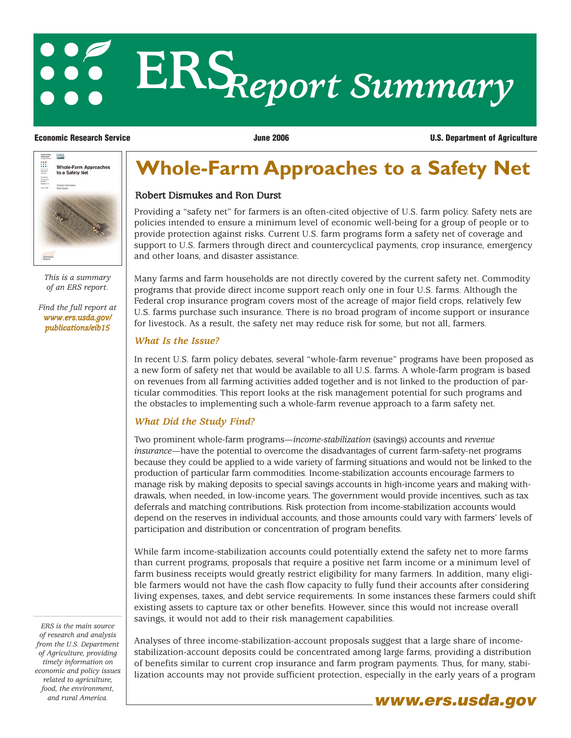# ERS Report Summary

**Economic Research Service** | **June 2006** | **U.S. Department of Agriculture**

*This is a summary of an ERS report.*

*Find the full report at **www.ers.usda.gov/publications/eib15***

# Whole-Farm Approaches to a Safety Net

Robert Dismukes and Ron Durst

Providing a "safety net" for farmers is an often-cited objective of U.S. farm policy. Safety nets are policies intended to ensure a minimum level of economic well-being for a group of people or to provide protection against risks. Current U.S. farm programs form a safety net of coverage and support to U.S. farmers through direct and countercyclical payments, crop insurance, emergency and other loans, and disaster assistance.

Many farms and farm households are not directly covered by the current safety net. Commodity programs that provide direct income support reach only one in four U.S. farms. Although the Federal crop insurance program covers most of the acreage of major field crops, relatively few U.S. farms purchase such insurance. There is no broad program of income support or insurance for livestock. As a result, the safety net may reduce risk for some, but not all, farmers.

## *What Is the Issue?*

In recent U.S. farm policy debates, several "whole-farm revenue" programs have been proposed as a new form of safety net that would be available to all U.S. farms. A whole-farm program is based on revenues from all farming activities added together and is not linked to the production of particular commodities. This report looks at the risk management potential for such programs and the obstacles to implementing such a whole-farm revenue approach to a farm safety net.

## *What Did the Study Find?*

Two prominent whole-farm programs—*income-stabilization* (savings) accounts and *revenue insurance*—have the potential to overcome the disadvantages of current farm-safety-net programs because they could be applied to a wide variety of farming situations and would not be linked to the production of particular farm commodities. Income-stabilization accounts encourage farmers to manage risk by making deposits to special savings accounts in high-income years and making withdrawals, when needed, in low-income years. The government would provide incentives, such as tax deferrals and matching contributions. Risk protection from income-stabilization accounts would depend on the reserves in individual accounts, and those amounts could vary with farmers' levels of participation and distribution or concentration of program benefits.

While farm income-stabilization accounts could potentially extend the safety net to more farms than current programs, proposals that require a positive net farm income or a minimum level of farm business receipts would greatly restrict eligibility for many farmers. In addition, many eligible farmers would not have the cash flow capacity to fully fund their accounts after considering living expenses, taxes, and debt service requirements. In some instances these farmers could shift existing assets to capture tax or other benefits. However, since this would not increase overall savings, it would not add to their risk management capabilities.

Analyses of three income-stabilization-account proposals suggest that a large share of income-stabilization-account deposits could be concentrated among large farms, providing a distribution of benefits similar to current crop insurance and farm program payments. Thus, for many, stabilization accounts may not provide sufficient protection, especially in the early years of a program

*ERS is the main source of research and analysis from the U.S. Department of Agriculture, providing timely information on economic and policy issues related to agriculture, food, the environment, and rural America.*

**www.ers.usda.gov**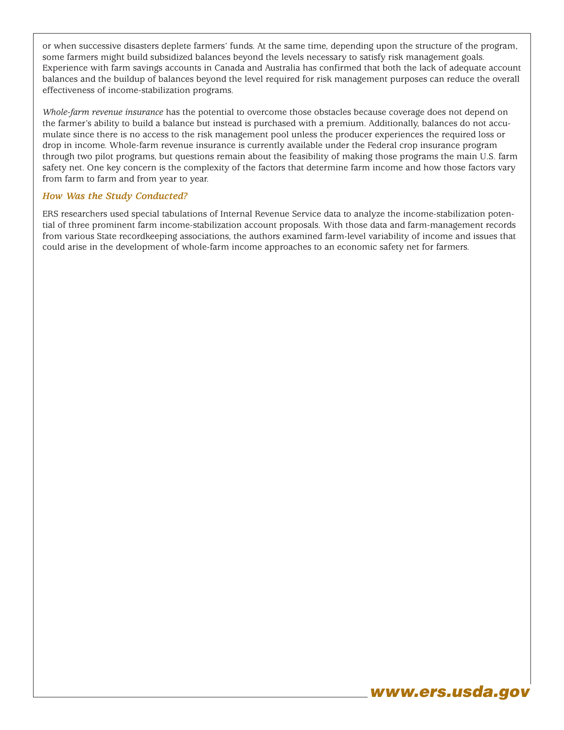or when successive disasters deplete farmers' funds. At the same time, depending upon the structure of the program, some farmers might build subsidized balances beyond the levels necessary to satisfy risk management goals. Experience with farm savings accounts in Canada and Australia has confirmed that both the lack of adequate account balances and the buildup of balances beyond the level required for risk management purposes can reduce the overall effectiveness of income-stabilization programs.

*Whole-farm revenue insurance* has the potential to overcome those obstacles because coverage does not depend on the farmer's ability to build a balance but instead is purchased with a premium. Additionally, balances do not accumulate since there is no access to the risk management pool unless the producer experiences the required loss or drop in income. Whole-farm revenue insurance is currently available under the Federal crop insurance program through two pilot programs, but questions remain about the feasibility of making those programs the main U.S. farm safety net. One key concern is the complexity of the factors that determine farm income and how those factors vary from farm to farm and from year to year.

### How Was the Study Conducted?

ERS researchers used special tabulations of Internal Revenue Service data to analyze the income-stabilization potential of three prominent farm income-stabilization account proposals. With those data and farm-management records from various State recordkeeping associations, the authors examined farm-level variability of income and issues that could arise in the development of whole-farm income approaches to an economic safety net for farmers.